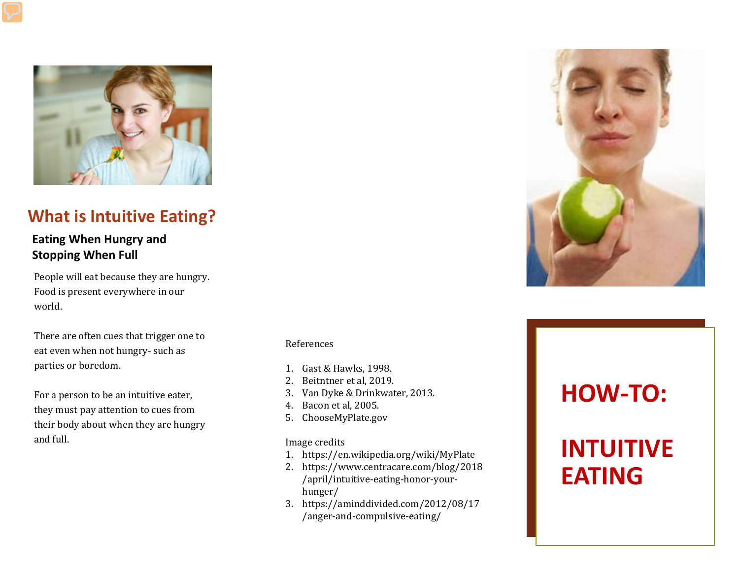## What is Intuitive Eating?

**Eating When Hungry and Stopping When Full**

People will eat because they are hungry. Food is present everywhere in our world.

There are often cues that trigger one to eat even when not hungry- such as parties or boredom.

For a person to be an intuitive eater, they must pay attention to cues from their body about when they are hungry and full.

References

1. Gast & Hawks, 1998.
2. Beitntner et al, 2019.
3. Van Dyke & Drinkwater, 2013.
4. Bacon et al, 2005.
5. ChooseMyPlate.gov

Image credits

1. https://en.wikipedia.org/wiki/MyPlate
2. https://www.centracare.com/blog/2018/april/intuitive-eating-honor-your-hunger/
3. https://aminddivided.com/2012/08/17/anger-and-compulsive-eating/

# HOW-TO:

# INTUITIVE EATING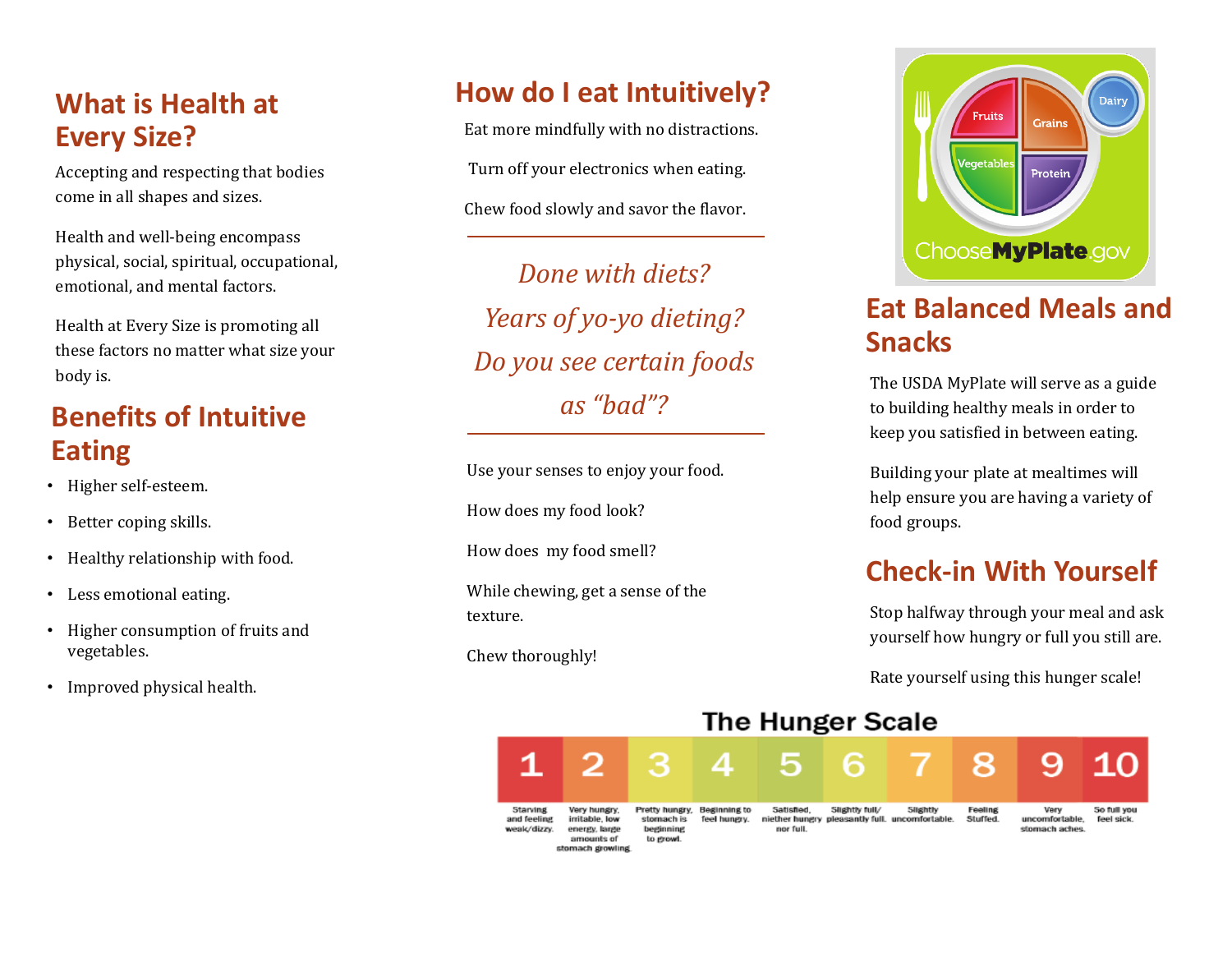## What is Health at Every Size?

Accepting and respecting that bodies come in all shapes and sizes.

Health and well-being encompass physical, social, spiritual, occupational, emotional, and mental factors.

Health at Every Size is promoting all these factors no matter what size your body is.

## Benefits of Intuitive Eating

- Higher self-esteem.
- Better coping skills.
- Healthy relationship with food.
- Less emotional eating.
- Higher consumption of fruits and vegetables.
- Improved physical health.

## How do I eat Intuitively?

Eat more mindfully with no distractions.

Turn off your electronics when eating.

Chew food slowly and savor the flavor.

*Done with diets?*
*Years of yo-yo dieting?*
*Do you see certain foods as "bad"?*

Use your senses to enjoy your food.

How does my food look?

How does my food smell?

While chewing, get a sense of the texture.

Chew thoroughly!

Fruits
Grains
Dairy
Vegetables
Protein
ChooseMyPlate.gov

## Eat Balanced Meals and Snacks

The USDA MyPlate will serve as a guide to building healthy meals in order to keep you satisfied in between eating.

Building your plate at mealtimes will help ensure you are having a variety of food groups.

## Check-in With Yourself

Stop halfway through your meal and ask yourself how hungry or full you still are.

Rate yourself using this hunger scale!

**The Hunger Scale**

| 1 | 2 | 3 | 4 | 5 | 6 | 7 | 8 | 9 | 10 |
|---|---|---|---|---|---|---|---|---|---|
| Starving and feeling weak/dizzy. | Very hungry, irritable, low energy, large amounts of stomach growling. | Pretty hungry, stomach is beginning to growl. | Beginning to feel hungry. | Satisfied, niether hungry nor full. | Slightly full/ pleasantly full. | Slightly uncomfortable. | Feeling Stuffed. | Very uncomfortable, stomach aches. | So full you feel sick. |